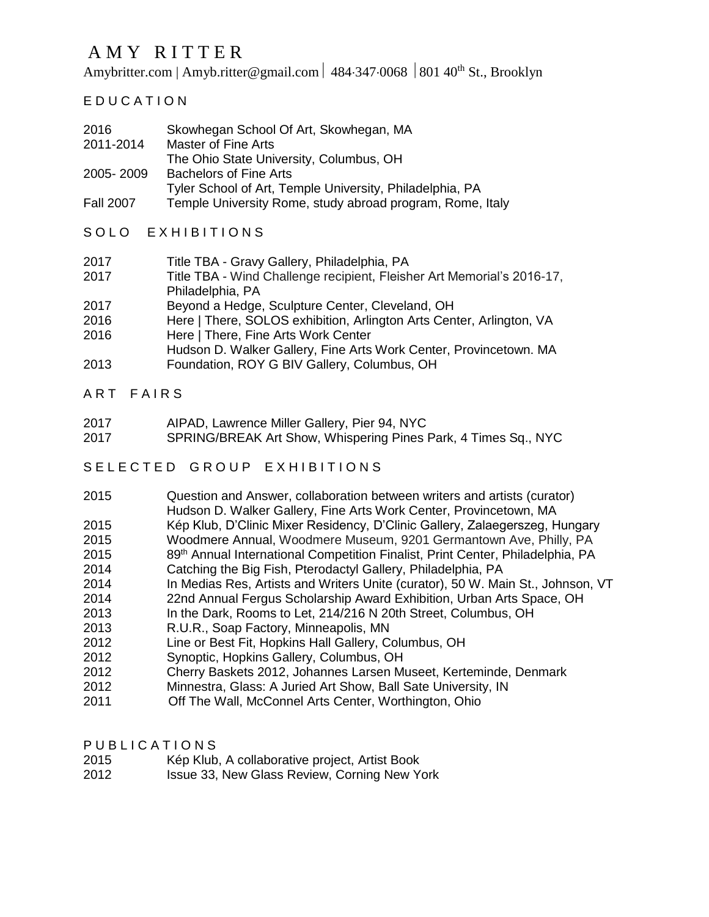# AMY RITTER

Amybritter.com | Amyb.ritter@gmail.com | 484·347·0068 | 801 40th St., Brooklyn

## EDUCATION

2016 Skowhegan School Of Art, Skowhegan, MA
2011-2014 Master of Fine Arts
The Ohio State University, Columbus, OH
2005- 2009 Bachelors of Fine Arts
Tyler School of Art, Temple University, Philadelphia, PA
Fall 2007 Temple University Rome, study abroad program, Rome, Italy

## SOLO EXHIBITIONS

2017 Title TBA - Gravy Gallery, Philadelphia, PA
2017 Title TBA - Wind Challenge recipient, Fleisher Art Memorial's 2016-17, Philadelphia, PA
2017 Beyond a Hedge, Sculpture Center, Cleveland, OH
2016 Here | There, SOLOS exhibition, Arlington Arts Center, Arlington, VA
2016 Here | There, Fine Arts Work Center
Hudson D. Walker Gallery, Fine Arts Work Center, Provincetown. MA
2013 Foundation, ROY G BIV Gallery, Columbus, OH

## ART FAIRS

2017 AIPAD, Lawrence Miller Gallery, Pier 94, NYC
2017 SPRING/BREAK Art Show, Whispering Pines Park, 4 Times Sq., NYC

## SELECTED GROUP EXHIBITIONS

2015 Question and Answer, collaboration between writers and artists (curator)
Hudson D. Walker Gallery, Fine Arts Work Center, Provincetown, MA
2015 Kép Klub, D'Clinic Mixer Residency, D'Clinic Gallery, Zalaegerszeg, Hungary
2015 Woodmere Annual, Woodmere Museum, 9201 Germantown Ave, Philly, PA
2015 89th Annual International Competition Finalist, Print Center, Philadelphia, PA
2014 Catching the Big Fish, Pterodactyl Gallery, Philadelphia, PA
2014 In Medias Res, Artists and Writers Unite (curator), 50 W. Main St., Johnson, VT
2014 22nd Annual Fergus Scholarship Award Exhibition, Urban Arts Space, OH
2013 In the Dark, Rooms to Let, 214/216 N 20th Street, Columbus, OH
2013 R.U.R., Soap Factory, Minneapolis, MN
2012 Line or Best Fit, Hopkins Hall Gallery, Columbus, OH
2012 Synoptic, Hopkins Gallery, Columbus, OH
2012 Cherry Baskets 2012, Johannes Larsen Museet, Kerteminde, Denmark
2012 Minnestra, Glass: A Juried Art Show, Ball Sate University, IN
2011 Off The Wall, McConnel Arts Center, Worthington, Ohio

## PUBLICATIONS

2015 Kép Klub, A collaborative project, Artist Book
2012 Issue 33, New Glass Review, Corning New York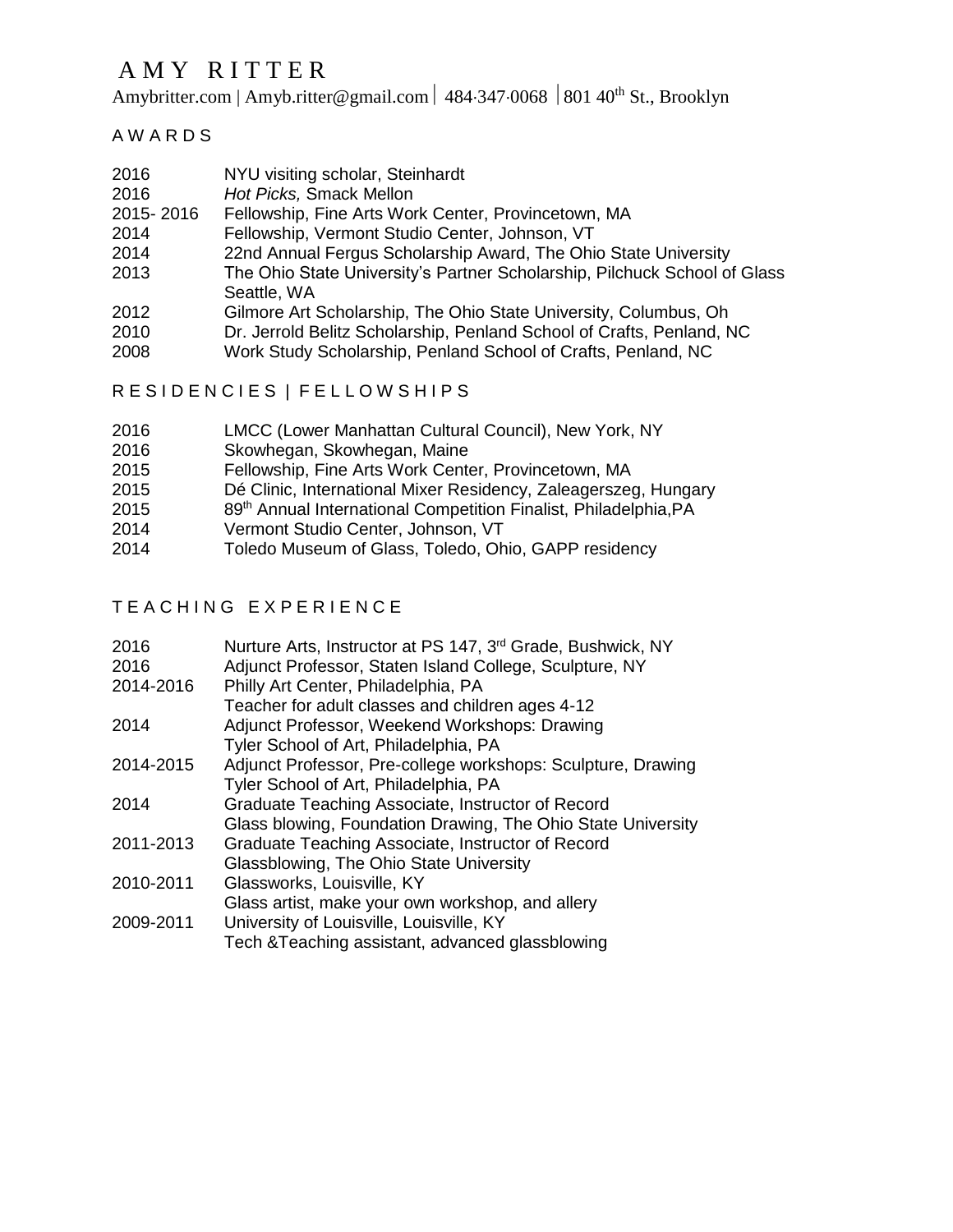# A M Y   R I T T E R

Amybritter.com | Amyb.ritter@gmail.com | 484·347·0068 | 801 40th St., Brooklyn

## A W A R D S

2016 NYU visiting scholar, Steinhardt
2016 *Hot Picks,* Smack Mellon
2015- 2016 Fellowship, Fine Arts Work Center, Provincetown, MA
2014 Fellowship, Vermont Studio Center, Johnson, VT
2014 22nd Annual Fergus Scholarship Award, The Ohio State University
2013 The Ohio State University's Partner Scholarship, Pilchuck School of Glass Seattle, WA
2012 Gilmore Art Scholarship, The Ohio State University, Columbus, Oh
2010 Dr. Jerrold Belitz Scholarship, Penland School of Crafts, Penland, NC
2008 Work Study Scholarship, Penland School of Crafts, Penland, NC

## R E S I D E N C I E S | F E L L O W S H I P S

2016 LMCC (Lower Manhattan Cultural Council), New York, NY
2016 Skowhegan, Skowhegan, Maine
2015 Fellowship, Fine Arts Work Center, Provincetown, MA
2015 Dé Clinic, International Mixer Residency, Zaleagerszeg, Hungary
2015 89th Annual International Competition Finalist, Philadelphia,PA
2014 Vermont Studio Center, Johnson, VT
2014 Toledo Museum of Glass, Toledo, Ohio, GAPP residency

## T E A C H I N G   E X P E R I E N C E

2016 Nurture Arts, Instructor at PS 147, 3rd Grade, Bushwick, NY
2016 Adjunct Professor, Staten Island College, Sculpture, NY
2014-2016 Philly Art Center, Philadelphia, PA
Teacher for adult classes and children ages 4-12
2014 Adjunct Professor, Weekend Workshops: Drawing
Tyler School of Art, Philadelphia, PA
2014-2015 Adjunct Professor, Pre-college workshops: Sculpture, Drawing
Tyler School of Art, Philadelphia, PA
2014 Graduate Teaching Associate, Instructor of Record
Glass blowing, Foundation Drawing, The Ohio State University
2011-2013 Graduate Teaching Associate, Instructor of Record
Glassblowing, The Ohio State University
2010-2011 Glassworks, Louisville, KY
Glass artist, make your own workshop, and allery
2009-2011 University of Louisville, Louisville, KY
Tech &Teaching assistant, advanced glassblowing